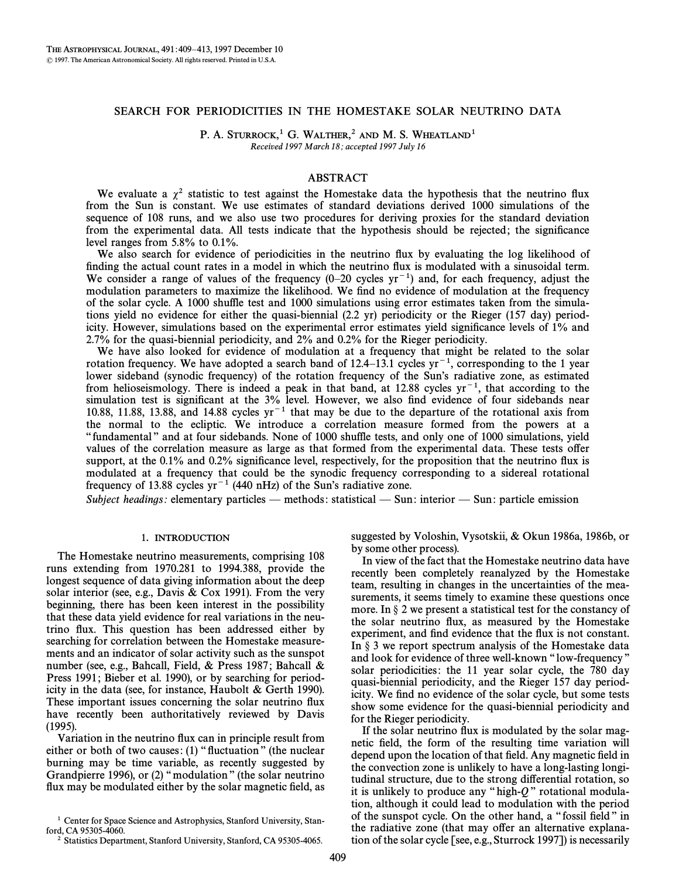# SEARCH FOR PERIODICITIES IN THE HOMESTAKE SOLAR NEUTRINO DATA

P. A. Sturrock,[1] G. Walther,[2] and M. S. Wheatland[1]

Received 1997 March 18; accepted 1997 July 16

## ABSTRACT

We evaluate a $\chi^2$ statistic to test against the Homestake data the hypothesis that the neutrino flux from the Sun is constant. We use estimates of standard deviations derived 1000 simulations of the sequence of 108 runs, and we also use two procedures for deriving proxies for the standard deviation from the experimental data. All tests indicate that the hypothesis should be rejected; the significance level ranges from 5.8% to 0.1%.

We also search for evidence of periodicities in the neutrino flux by evaluating the log likelihood of finding the actual count rates in a model in which the neutrino flux is modulated with a sinusoidal term. We consider a range of values of the frequency (0–20 cycles $\text{yr}^{-1}$) and, for each frequency, adjust the modulation parameters to maximize the likelihood. We find no evidence of modulation at the frequency of the solar cycle. A 1000 shuffle test and 1000 simulations using error estimates taken from the simulations yield no evidence for either the quasi-biennial (2.2 yr) periodicity or the Rieger (157 day) periodicity. However, simulations based on the experimental error estimates yield significance levels of 1% and 2.7% for the quasi-biennial periodicity, and 2% and 0.2% for the Rieger periodicity.

We have also looked for evidence of modulation at a frequency that might be related to the solar rotation frequency. We have adopted a search band of 12.4–13.1 cycles $\text{yr}^{-1}$, corresponding to the 1 year lower sideband (synodic frequency) of the rotation frequency of the Sun's radiative zone, as estimated from helioseismology. There is indeed a peak in that band, at 12.88 cycles $\text{yr}^{-1}$, that according to the simulation test is significant at the 3% level. However, we also find evidence of four sidebands near 10.88, 11.88, 13.88, and 14.88 cycles $\text{yr}^{-1}$ that may be due to the departure of the rotational axis from the normal to the ecliptic. We introduce a correlation measure formed from the powers at a "fundamental" and at four sidebands. None of 1000 shuffle tests, and only one of 1000 simulations, yield values of the correlation measure as large as that formed from the experimental data. These tests offer support, at the 0.1% and 0.2% significance level, respectively, for the proposition that the neutrino flux is modulated at a frequency that could be the synodic frequency corresponding to a sidereal rotational frequency of 13.88 cycles $\text{yr}^{-1}$ (440 nHz) of the Sun's radiative zone.

*Subject headings:* elementary particles — methods: statistical — Sun: interior — Sun: particle emission

## 1. INTRODUCTION

The Homestake neutrino measurements, comprising 108 runs extending from 1970.281 to 1994.388, provide the longest sequence of data giving information about the deep solar interior (see, e.g., Davis & Cox 1991). From the very beginning, there has been keen interest in the possibility that these data yield evidence for real variations in the neutrino flux. This question has been addressed either by searching for correlation between the Homestake measurements and an indicator of solar activity such as the sunspot number (see, e.g., Bahcall, Field, & Press 1987; Bahcall & Press 1991; Bieber et al. 1990), or by searching for periodicity in the data (see, for instance, Haubolt & Gerth 1990). These important issues concerning the solar neutrino flux have recently been authoritatively reviewed by Davis (1995).

Variation in the neutrino flux can in principle result from either or both of two causes: (1) "fluctuation" (the nuclear burning may be time variable, as recently suggested by Grandpierre 1996), or (2) "modulation" (the solar neutrino flux may be modulated either by the solar magnetic field, as suggested by Voloshin, Vysotskii, & Okun 1986a, 1986b, or by some other process).

In view of the fact that the Homestake neutrino data have recently been completely reanalyzed by the Homestake team, resulting in changes in the uncertainties of the measurements, it seems timely to examine these questions once more. In § 2 we present a statistical test for the constancy of the solar neutrino flux, as measured by the Homestake experiment, and find evidence that the flux is not constant. In § 3 we report spectrum analysis of the Homestake data and look for evidence of three well-known "low-frequency" solar periodicities: the 11 year solar cycle, the 780 day quasi-biennial periodicity, and the Rieger 157 day periodicity. We find no evidence of the solar cycle, but some tests show some evidence for the quasi-biennial periodicity and for the Rieger periodicity.

If the solar neutrino flux is modulated by the solar magnetic field, the form of the resulting time variation will depend upon the location of that field. Any magnetic field in the convection zone is unlikely to have a long-lasting longitudinal structure, due to the strong differential rotation, so it is unlikely to produce any "high-$Q$" rotational modulation, although it could lead to modulation with the period of the sunspot cycle. On the other hand, a "fossil field" in the radiative zone (that may offer an alternative explanation of the solar cycle [see, e.g., Sturrock 1997]) is necessarily

[1] Center for Space Science and Astrophysics, Stanford University, Stanford, CA 95305-4060.

[2] Statistics Department, Stanford University, Stanford, CA 95305-4065.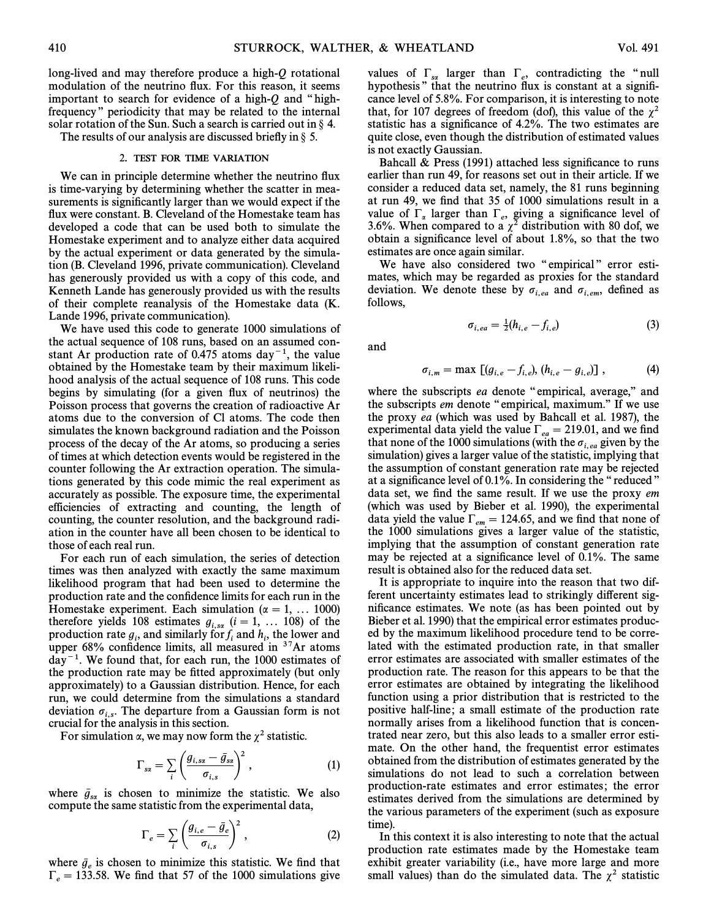long-lived and may therefore produce a high-$Q$ rotational modulation of the neutrino flux. For this reason, it seems important to search for evidence of a high-$Q$ and "high-frequency" periodicity that may be related to the internal solar rotation of the Sun. Such a search is carried out in § 4.

The results of our analysis are discussed briefly in § 5.

## 2. TEST FOR TIME VARIATION

We can in principle determine whether the neutrino flux is time-varying by determining whether the scatter in measurements is significantly larger than we would expect if the flux were constant. B. Cleveland of the Homestake team has developed a code that can be used both to simulate the Homestake experiment and to analyze either data acquired by the actual experiment or data generated by the simulation (B. Cleveland 1996, private communication). Cleveland has generously provided us with a copy of this code, and Kenneth Lande has generously provided us with the results of their complete reanalysis of the Homestake data (K. Lande 1996, private communication).

We have used this code to generate 1000 simulations of the actual sequence of 108 runs, based on an assumed constant Ar production rate of 0.475 atoms $\text{day}^{-1}$, the value obtained by the Homestake team by their maximum likelihood analysis of the actual sequence of 108 runs. This code begins by simulating (for a given flux of neutrinos) the Poisson process that governs the creation of radioactive Ar atoms due to the conversion of Cl atoms. The code then simulates the known background radiation and the Poisson process of the decay of the Ar atoms, so producing a series of times at which detection events would be registered in the counter following the Ar extraction operation. The simulations generated by this code mimic the real experiment as accurately as possible. The exposure time, the experimental efficiencies of extracting and counting, the length of counting, the counter resolution, and the background radiation in the counter have all been chosen to be identical to those of each real run.

For each run of each simulation, the series of detection times was then analyzed with exactly the same maximum likelihood program that had been used to determine the production rate and the confidence limits for each run in the Homestake experiment. Each simulation ($\alpha = 1, \ldots 1000$) therefore yields 108 estimates $g_{i,s\alpha}$ ($i = 1, \ldots 108$) of the production rate $g_i$, and similarly for $f_i$ and $h_i$, the lower and upper 68% confidence limits, all measured in $^{37}Ar$ atoms $\text{day}^{-1}$. We found that, for each run, the 1000 estimates of the production rate may be fitted approximately (but only approximately) to a Gaussian distribution. Hence, for each run, we could determine from the simulations a standard deviation $\sigma_{i,s}$. The departure from a Gaussian form is not crucial for the analysis in this section.

For simulation $\alpha$, we may now form the $\chi^2$ statistic.

$$\Gamma_{s\alpha} = \sum_i \left( \frac{g_{i,s\alpha} - \bar{g}_{s\alpha}}{\sigma_{i,s}} \right)^2 , \tag{1}$$

where $\bar{g}_{s\alpha}$ is chosen to minimize the statistic. We also compute the same statistic from the experimental data,

$$\Gamma_e = \sum_i \left( \frac{g_{i,e} - \bar{g}_e}{\sigma_{i,s}} \right)^2 , \tag{2}$$

where $\bar{g}_e$ is chosen to minimize this statistic. We find that $\Gamma_e = 133.58$. We find that 57 of the 1000 simulations give values of $\Gamma_{s\alpha}$ larger than $\Gamma_e$, contradicting the "null hypothesis" that the neutrino flux is constant at a significance level of 5.8%. For comparison, it is interesting to note that, for 107 degrees of freedom (dof), this value of the $\chi^2$ statistic has a significance of 4.2%. The two estimates are quite close, even though the distribution of estimated values is not exactly Gaussian.

Bahcall & Press (1991) attached less significance to runs earlier than run 49, for reasons set out in their article. If we consider a reduced data set, namely, the 81 runs beginning at run 49, we find that 35 of 1000 simulations result in a value of $\Gamma_\alpha$ larger than $\Gamma_e$, giving a significance level of 3.6%. When compared to a $\chi^2$ distribution with 80 dof, we obtain a significance level of about 1.8%, so that the two estimates are once again similar.

We have also considered two "empirical" error estimates, which may be regarded as proxies for the standard deviation. We denote these by $\sigma_{i,ea}$ and $\sigma_{i,em}$, defined as follows,

$$\sigma_{i,ea} = \tfrac{1}{2}(h_{i,e} - f_{i,e}) \tag{3}$$

and

$$\sigma_{i,m} = \max\left[(g_{i,e} - f_{i,e}), (h_{i,e} - g_{i,e})\right] , \tag{4}$$

where the subscripts *ea* denote "empirical, average," and the subscripts *em* denote "empirical, maximum." If we use the proxy *ea* (which was used by Bahcall et al. 1987), the experimental data yield the value $\Gamma_{ea} = 219.01$, and we find that none of the 1000 simulations (with the $\sigma_{i,ea}$ given by the simulation) gives a larger value of the statistic, implying that the assumption of constant generation rate may be rejected at a significance level of 0.1%. In considering the "reduced" data set, we find the same result. If we use the proxy *em* (which was used by Bieber et al. 1990), the experimental data yield the value $\Gamma_{em} = 124.65$, and we find that none of the 1000 simulations gives a larger value of the statistic, implying that the assumption of constant generation rate may be rejected at a significance level of 0.1%. The same result is obtained also for the reduced data set.

It is appropriate to inquire into the reason that two different uncertainty estimates lead to strikingly different significance estimates. We note (as has been pointed out by Bieber et al. 1990) that the empirical error estimates produced by the maximum likelihood procedure tend to be correlated with the estimated production rate, in that smaller error estimates are associated with smaller estimates of the production rate. The reason for this appears to be that the error estimates are obtained by integrating the likelihood function using a prior distribution that is restricted to the positive half-line; a small estimate of the production rate normally arises from a likelihood function that is concentrated near zero, but this also leads to a smaller error estimate. On the other hand, the frequentist error estimates obtained from the distribution of estimates generated by the simulations do not lead to such a correlation between production-rate estimates and error estimates; the error estimates derived from the simulations are determined by the various parameters of the experiment (such as exposure time).

In this context it is also interesting to note that the actual production rate estimates made by the Homestake team exhibit greater variability (i.e., have more large and more small values) than do the simulated data. The $\chi^2$ statistic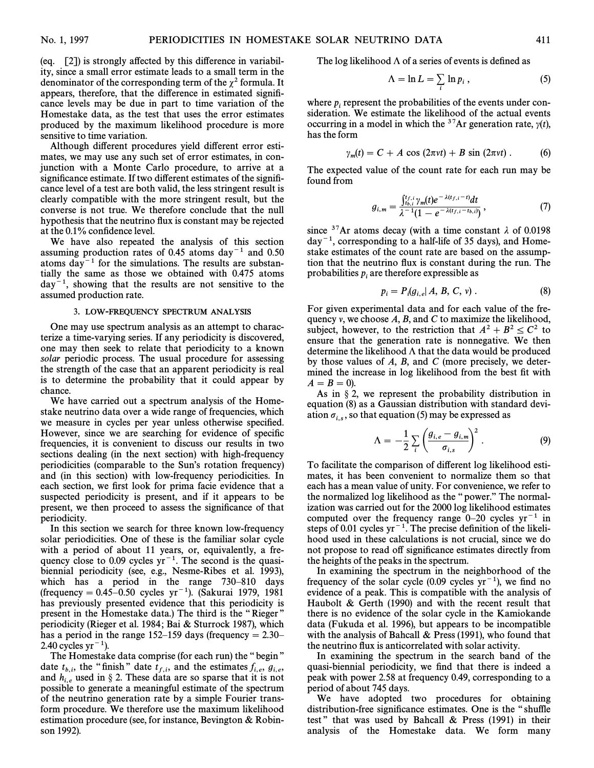(eq. [2]) is strongly affected by this difference in variability, since a small error estimate leads to a small term in the denominator of the corresponding term of the $\chi^2$ formula. It appears, therefore, that the difference in estimated significance levels may be due in part to time variation of the Homestake data, as the test that uses the error estimates produced by the maximum likelihood procedure is more sensitive to time variation.

Although different procedures yield different error estimates, we may use any such set of error estimates, in conjunction with a Monte Carlo procedure, to arrive at a significance estimate. If two different estimates of the significance level of a test are both valid, the less stringent result is clearly compatible with the more stringent result, but the converse is not true. We therefore conclude that the null hypothesis that the neutrino flux is constant may be rejected at the 0.1% confidence level.

We have also repeated the analysis of this section assuming production rates of 0.45 atoms day$^{-1}$ and 0.50 atoms day$^{-1}$ for the simulations. The results are substantially the same as those we obtained with 0.475 atoms day$^{-1}$, showing that the results are not sensitive to the assumed production rate.

## 3. LOW-FREQUENCY SPECTRUM ANALYSIS

One may use spectrum analysis as an attempt to characterize a time-varying series. If any periodicity is discovered, one may then seek to relate that periodicity to a known *solar* periodic process. The usual procedure for assessing the strength of the case that an apparent periodicity is real is to determine the probability that it could appear by chance.

We have carried out a spectrum analysis of the Homestake neutrino data over a wide range of frequencies, which we measure in cycles per year unless otherwise specified. However, since we are searching for evidence of specific frequencies, it is convenient to discuss our results in two sections dealing (in the next section) with high-frequency periodicities (comparable to the Sun's rotation frequency) and (in this section) with low-frequency periodicities. In each section, we first look for prima facie evidence that a suspected periodicity is present, and if it appears to be present, we then proceed to assess the significance of that periodicity.

In this section we search for three known low-frequency solar periodicities. One of these is the familiar solar cycle with a period of about 11 years, or, equivalently, a frequency close to 0.09 cycles yr$^{-1}$. The second is the quasi-biennial periodicity (see, e.g., Nesme-Ribes et al. 1993), which has a period in the range 730–810 days (frequency = 0.45–0.50 cycles yr$^{-1}$). (Sakurai 1979, 1981 has previously presented evidence that this periodicity is present in the Homestake data.) The third is the "Rieger" periodicity (Rieger et al. 1984; Bai & Sturrock 1987), which has a period in the range 152–159 days (frequency = 2.30–2.40 cycles yr$^{-1}$).

The Homestake data comprise (for each run) the "begin" date $t_{b,i}$, the "finish" date $t_{f,i}$, and the estimates $f_{i,e}$, $g_{i,e}$, and $h_{i,e}$ used in § 2. These data are so sparse that it is not possible to generate a meaningful estimate of the spectrum of the neutrino generation rate by a simple Fourier transform procedure. We therefore use the maximum likelihood estimation procedure (see, for instance, Bevington & Robinson 1992).

The log likelihood $\Lambda$ of a series of events is defined as

$$\Lambda = \ln L = \sum_i \ln p_i \, , \tag{5}$$

where $p_i$ represent the probabilities of the events under consideration. We estimate the likelihood of the actual events occurring in a model in which the $^{37}$Ar generation rate, $\gamma(t)$, has the form

$$\gamma_m(t) = C + A \cos(2\pi\nu t) + B \sin(2\pi\nu t) \, . \tag{6}$$

The expected value of the count rate for each run may be found from

$$g_{i,m} = \frac{\int_{t_{b,i}}^{t_{f,i}} \gamma_m(t) e^{-\lambda(t_{f,i}-t)} dt}{\lambda^{-1}(1 - e^{-\lambda(t_{f,i}-t_{b,i})})} \, , \tag{7}$$

since $^{37}$Ar atoms decay (with a time constant $\lambda$ of 0.0198 day$^{-1}$, corresponding to a half-life of 35 days), and Homestake estimates of the count rate are based on the assumption that the neutrino flux is constant during the run. The probabilities $p_i$ are therefore expressible as

$$p_i = P_i(g_{i,e} | A, B, C, \nu) \, . \tag{8}$$

For given experimental data and for each value of the frequency $\nu$, we choose $A$, $B$, and $C$ to maximize the likelihood, subject, however, to the restriction that $A^2 + B^2 \leq C^2$ to ensure that the generation rate is nonnegative. We then determine the likelihood $\Lambda$ that the data would be produced by those values of $A$, $B$, and $C$ (more precisely, we determined the increase in log likelihood from the best fit with $A = B = 0$).

As in § 2, we represent the probability distribution in equation (8) as a Gaussian distribution with standard deviation $\sigma_{i,s}$, so that equation (5) may be expressed as

$$\Lambda = -\frac{1}{2} \sum_i \left( \frac{g_{i,e} - g_{i,m}}{\sigma_{i,s}} \right)^2 \, . \tag{9}$$

To facilitate the comparison of different log likelihood estimates, it has been convenient to normalize them so that each has a mean value of unity. For convenience, we refer to the normalized log likelihood as the "power." The normalization was carried out for the 2000 log likelihood estimates computed over the frequency range 0–20 cycles yr$^{-1}$ in steps of 0.01 cycles yr$^{-1}$. The precise definition of the likelihood used in these calculations is not crucial, since we do not propose to read off significance estimates directly from the heights of the peaks in the spectrum.

In examining the spectrum in the neighborhood of the frequency of the solar cycle (0.09 cycles yr$^{-1}$), we find no evidence of a peak. This is compatible with the analysis of Haubolt & Gerth (1990) and with the recent result that there is no evidence of the solar cycle in the Kamiokande data (Fukuda et al. 1996), but appears to be incompatible with the analysis of Bahcall & Press (1991), who found that the neutrino flux is anticorrelated with solar activity.

In examining the spectrum in the search band of the quasi-biennial periodicity, we find that there is indeed a peak with power 2.58 at frequency 0.49, corresponding to a period of about 745 days.

We have adopted two procedures for obtaining distribution-free significance estimates. One is the "shuffle test" that was used by Bahcall & Press (1991) in their analysis of the Homestake data. We form many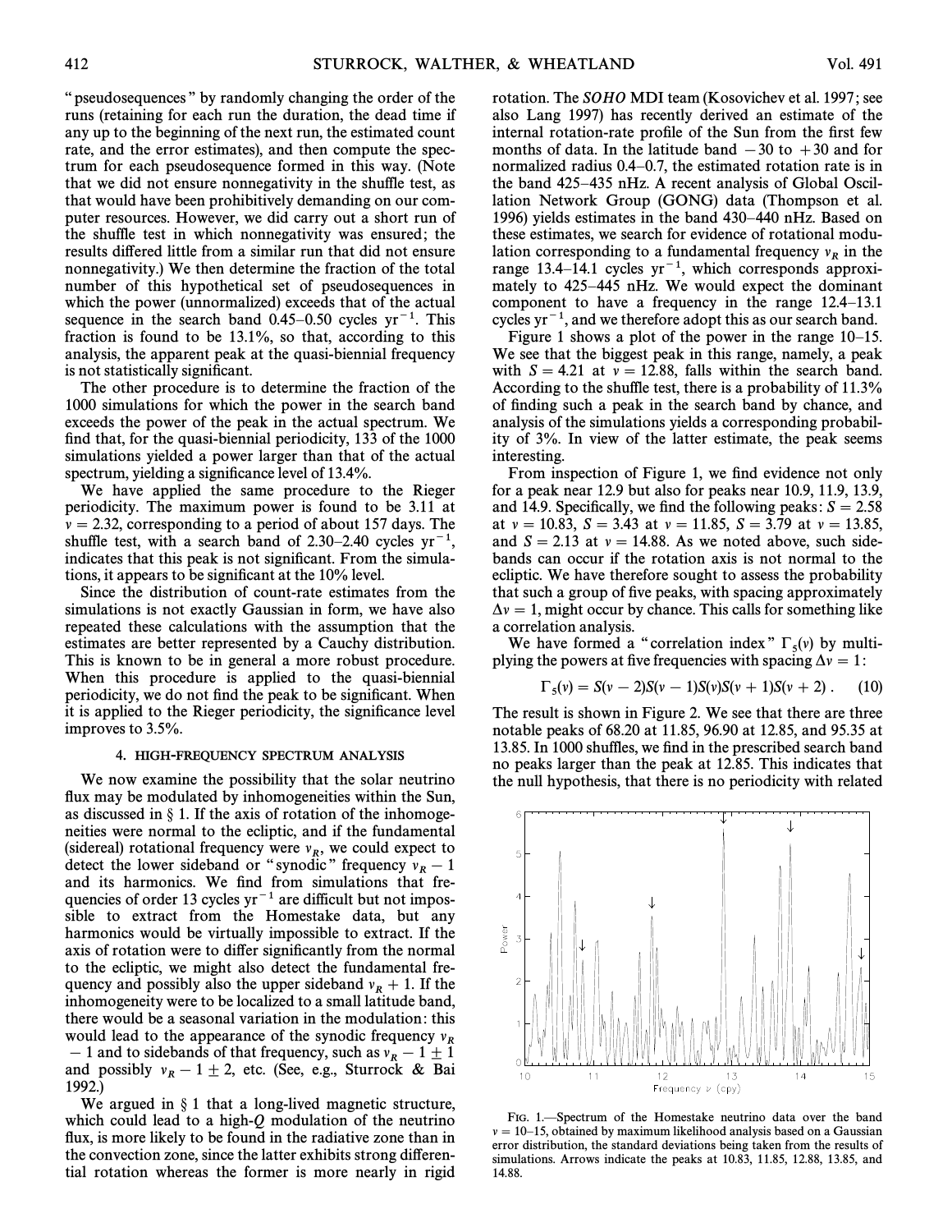"pseudosequences" by randomly changing the order of the runs (retaining for each run the duration, the dead time if any up to the beginning of the next run, the estimated count rate, and the error estimates), and then compute the spectrum for each pseudosequence formed in this way. (Note that we did not ensure nonnegativity in the shuffle test, as that would have been prohibitively demanding on our computer resources. However, we did carry out a short run of the shuffle test in which nonnegativity was ensured; the results differed little from a similar run that did not ensure nonnegativity.) We then determine the fraction of the total number of this hypothetical set of pseudosequences in which the power (unnormalized) exceeds that of the actual sequence in the search band 0.45–0.50 cycles $\text{yr}^{-1}$. This fraction is found to be 13.1%, so that, according to this analysis, the apparent peak at the quasi-biennial frequency is not statistically significant.

The other procedure is to determine the fraction of the 1000 simulations for which the power in the search band exceeds the power of the peak in the actual spectrum. We find that, for the quasi-biennial periodicity, 133 of the 1000 simulations yielded a power larger than that of the actual spectrum, yielding a significance level of 13.4%.

We have applied the same procedure to the Rieger periodicity. The maximum power is found to be 3.11 at $\nu = 2.32$, corresponding to a period of about 157 days. The shuffle test, with a search band of 2.30–2.40 cycles $\text{yr}^{-1}$, indicates that this peak is not significant. From the simulations, it appears to be significant at the 10% level.

Since the distribution of count-rate estimates from the simulations is not exactly Gaussian in form, we have also repeated these calculations with the assumption that the estimates are better represented by a Cauchy distribution. This is known to be in general a more robust procedure. When this procedure is applied to the quasi-biennial periodicity, we do not find the peak to be significant. When it is applied to the Rieger periodicity, the significance level improves to 3.5%.

## 4. HIGH-FREQUENCY SPECTRUM ANALYSIS

We now examine the possibility that the solar neutrino flux may be modulated by inhomogeneities within the Sun, as discussed in § 1. If the axis of rotation of the inhomogeneities were normal to the ecliptic, and if the fundamental (sidereal) rotational frequency were $\nu_R$, we could expect to detect the lower sideband or "synodic" frequency $\nu_R - 1$ and its harmonics. We find from simulations that frequencies of order 13 cycles $\text{yr}^{-1}$ are difficult but not impossible to extract from the Homestake data, but any harmonics would be virtually impossible to extract. If the axis of rotation were to differ significantly from the normal to the ecliptic, we might also detect the fundamental frequency and possibly also the upper sideband $\nu_R + 1$. If the inhomogeneity were to be localized to a small latitude band, there would be a seasonal variation in the modulation: this would lead to the appearance of the synodic frequency $\nu_R - 1$ and to sidebands of that frequency, such as $\nu_R - 1 \pm 1$ and possibly $\nu_R - 1 \pm 2$, etc. (See, e.g., Sturrock & Bai 1992.)

We argued in § 1 that a long-lived magnetic structure, which could lead to a high-$Q$ modulation of the neutrino flux, is more likely to be found in the radiative zone than in the convection zone, since the latter exhibits strong differential rotation whereas the former is more nearly in rigid rotation. The *SOHO* MDI team (Kosovichev et al. 1997; see also Lang 1997) has recently derived an estimate of the internal rotation-rate profile of the Sun from the first few months of data. In the latitude band $-30$ to $+30$ and for normalized radius 0.4–0.7, the estimated rotation rate is in the band 425–435 nHz. A recent analysis of Global Oscillation Network Group (GONG) data (Thompson et al. 1996) yields estimates in the band 430–440 nHz. Based on these estimates, we search for evidence of rotational modulation corresponding to a fundamental frequency $\nu_R$ in the range 13.4–14.1 cycles $\text{yr}^{-1}$, which corresponds approximately to 425–445 nHz. We would expect the dominant component to have a frequency in the range 12.4–13.1 cycles $\text{yr}^{-1}$, and we therefore adopt this as our search band.

Figure 1 shows a plot of the power in the range 10–15. We see that the biggest peak in this range, namely, a peak with $S = 4.21$ at $\nu = 12.88$, falls within the search band. According to the shuffle test, there is a probability of 11.3% of finding such a peak in the search band by chance, and analysis of the simulations yields a corresponding probability of 3%. In view of the latter estimate, the peak seems interesting.

From inspection of Figure 1, we find evidence not only for a peak near 12.9 but also for peaks near 10.9, 11.9, 13.9, and 14.9. Specifically, we find the following peaks: $S = 2.58$ at $\nu = 10.83$, $S = 3.43$ at $\nu = 11.85$, $S = 3.79$ at $\nu = 13.85$, and $S = 2.13$ at $\nu = 14.88$. As we noted above, such sidebands can occur if the rotation axis is not normal to the ecliptic. We have therefore sought to assess the probability that such a group of five peaks, with spacing approximately $\Delta\nu = 1$, might occur by chance. This calls for something like a correlation analysis.

We have formed a "correlation index" $\Gamma_5(\nu)$ by multiplying the powers at five frequencies with spacing $\Delta\nu = 1$:

$$\Gamma_5(\nu) = S(\nu - 2)S(\nu - 1)S(\nu)S(\nu + 1)S(\nu + 2) . \quad (10)$$

The result is shown in Figure 2. We see that there are three notable peaks of 68.20 at 11.85, 96.90 at 12.85, and 95.35 at 13.85. In 1000 shuffles, we find in the prescribed search band no peaks larger than the peak at 12.85. This indicates that the null hypothesis, that there is no periodicity with related

FIG. 1.—Spectrum of the Homestake neutrino data over the band $\nu = 10$–15, obtained by maximum likelihood analysis based on a Gaussian error distribution, the standard deviations being taken from the results of simulations. Arrows indicate the peaks at 10.83, 11.85, 12.88, 13.85, and 14.88.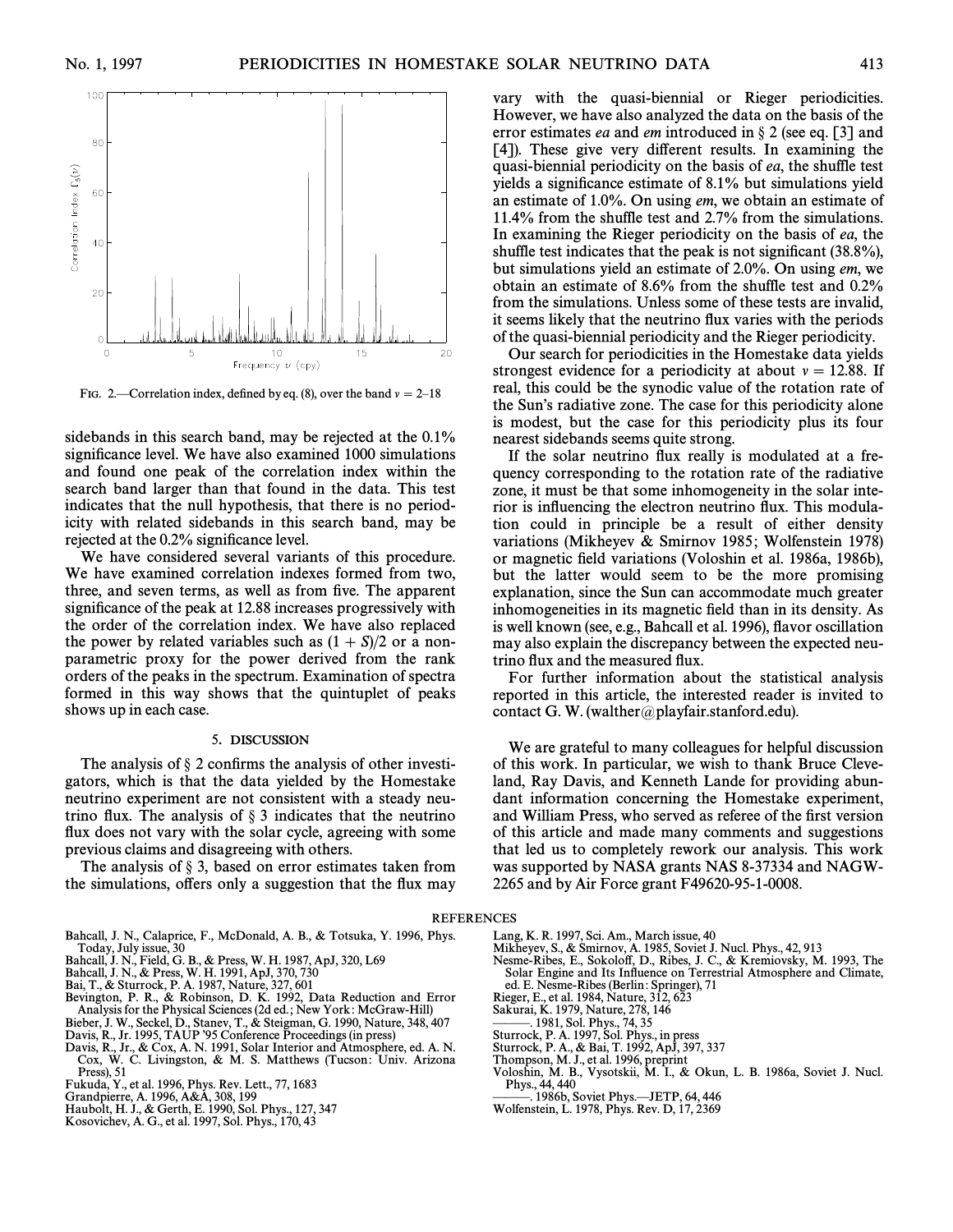Correlation Index $\Gamma_5(\nu)$

100

80

60

40

20

0

0 5 10 15 20

Frequency $\nu$ (cpy)

FIG. 2.—Correlation index, defined by eq. (8), over the band $\nu = 2$–18

sidebands in this search band, may be rejected at the 0.1% significance level. We have also examined 1000 simulations and found one peak of the correlation index within the search band larger than that found in the data. This test indicates that the null hypothesis, that there is no periodicity with related sidebands in this search band, may be rejected at the 0.2% significance level.

We have considered several variants of this procedure. We have examined correlation indexes formed from two, three, and seven terms, as well as from five. The apparent significance of the peak at 12.88 increases progressively with the order of the correlation index. We have also replaced the power by related variables such as $(1 + S)/2$ or a nonparametric proxy for the power derived from the rank orders of the peaks in the spectrum. Examination of spectra formed in this way shows that the quintuplet of peaks shows up in each case.

## 5. DISCUSSION

The analysis of § 2 confirms the analysis of other investigators, which is that the data yielded by the Homestake neutrino experiment are not consistent with a steady neutrino flux. The analysis of § 3 indicates that the neutrino flux does not vary with the solar cycle, agreeing with some previous claims and disagreeing with others.

The analysis of § 3, based on error estimates taken from the simulations, offers only a suggestion that the flux may vary with the quasi-biennial or Rieger periodicities. However, we have also analyzed the data on the basis of the error estimates *ea* and *em* introduced in § 2 (see eq. [3] and [4]). These give very different results. In examining the quasi-biennial periodicity on the basis of *ea*, the shuffle test yields a significance estimate of 8.1% but simulations yield an estimate of 1.0%. On using *em*, we obtain an estimate of 11.4% from the shuffle test and 2.7% from the simulations. In examining the Rieger periodicity on the basis of *ea*, the shuffle test indicates that the peak is not significant (38.8%), but simulations yield an estimate of 2.0%. On using *em*, we obtain an estimate of 8.6% from the shuffle test and 0.2% from the simulations. Unless some of these tests are invalid, it seems likely that the neutrino flux varies with the periods of the quasi-biennial periodicity and the Rieger periodicity.

Our search for periodicities in the Homestake data yields strongest evidence for a periodicity at about $\nu = 12.88$. If real, this could be the synodic value of the rotation rate of the Sun's radiative zone. The case for this periodicity alone is modest, but the case for this periodicity plus its four nearest sidebands seems quite strong.

If the solar neutrino flux really is modulated at a frequency corresponding to the rotation rate of the radiative zone, it must be that some inhomogeneity in the solar interior is influencing the electron neutrino flux. This modulation could in principle be a result of either density variations (Mikheyev & Smirnov 1985; Wolfenstein 1978) or magnetic field variations (Voloshin et al. 1986a, 1986b), but the latter would seem to be the more promising explanation, since the Sun can accommodate much greater inhomogeneities in its magnetic field than in its density. As is well known (see, e.g., Bahcall et al. 1996), flavor oscillation may also explain the discrepancy between the expected neutrino flux and the measured flux.

For further information about the statistical analysis reported in this article, the interested reader is invited to contact G. W. (walther@playfair.stanford.edu).

We are grateful to many colleagues for helpful discussion of this work. In particular, we wish to thank Bruce Cleveland, Ray Davis, and Kenneth Lande for providing abundant information concerning the Homestake experiment, and William Press, who served as referee of the first version of this article and made many comments and suggestions that led us to completely rework our analysis. This work was supported by NASA grants NAS 8-37334 and NAGW-2265 and by Air Force grant F49620-95-1-0008.

## REFERENCES

Bahcall, J. N., Calaprice, F., McDonald, A. B., & Totsuka, Y. 1996, Phys. Today, July issue, 30
Bahcall, J. N., Field, G. B., & Press, W. H. 1987, ApJ, 320, L69
Bahcall, J. N., & Press, W. H. 1991, ApJ, 370, 730
Bai, T., & Sturrock, P. A. 1987, Nature, 327, 601
Bevington, P. R., & Robinson, D. K. 1992, Data Reduction and Error Analysis for the Physical Sciences (2d ed.; New York: McGraw-Hill)
Bieber, J. W., Seckel, D., Stanev, T., & Steigman, G. 1990, Nature, 348, 407
Davis, R., Jr. 1995, TAUP '95 Conference Proceedings (in press)
Davis, R., Jr., & Cox, A. N. 1991, Solar Interior and Atmosphere, ed. A. N. Cox, W. C. Livingston, & M. S. Matthews (Tucson: Univ. Arizona Press), 51
Fukuda, Y., et al. 1996, Phys. Rev. Lett., 77, 1683
Grandpierre, A. 1996, A&A, 308, 199
Haubolt, H. J., & Gerth, E. 1990, Sol. Phys., 127, 347
Kosovichev, A. G., et al. 1997, Sol. Phys., 170, 43
Lang, K. R. 1997, Sci. Am., March issue, 40
Mikheyev, S., & Smirnov, A. 1985, Soviet J. Nucl. Phys., 42, 913
Nesme-Ribes, E., Sokoloff, D., Ribes, J. C., & Kremiovsky, M. 1993, The Solar Engine and Its Influence on Terrestrial Atmosphere and Climate, ed. E. Nesme-Ribes (Berlin: Springer), 71
Rieger, E., et al. 1984, Nature, 312, 623
Sakurai, K. 1979, Nature, 278, 146
———. 1981, Sol. Phys., 74, 35
Sturrock, P. A. 1997, Sol. Phys., in press
Sturrock, P. A., & Bai, T. 1992, ApJ, 397, 337
Thompson, M. J., et al. 1996, preprint
Voloshin, M. B., Vysotskii, M. I., & Okun, L. B. 1986a, Soviet J. Nucl. Phys., 44, 440
———. 1986b, Soviet Phys.—JETP, 64, 446
Wolfenstein, L. 1978, Phys. Rev. D, 17, 2369